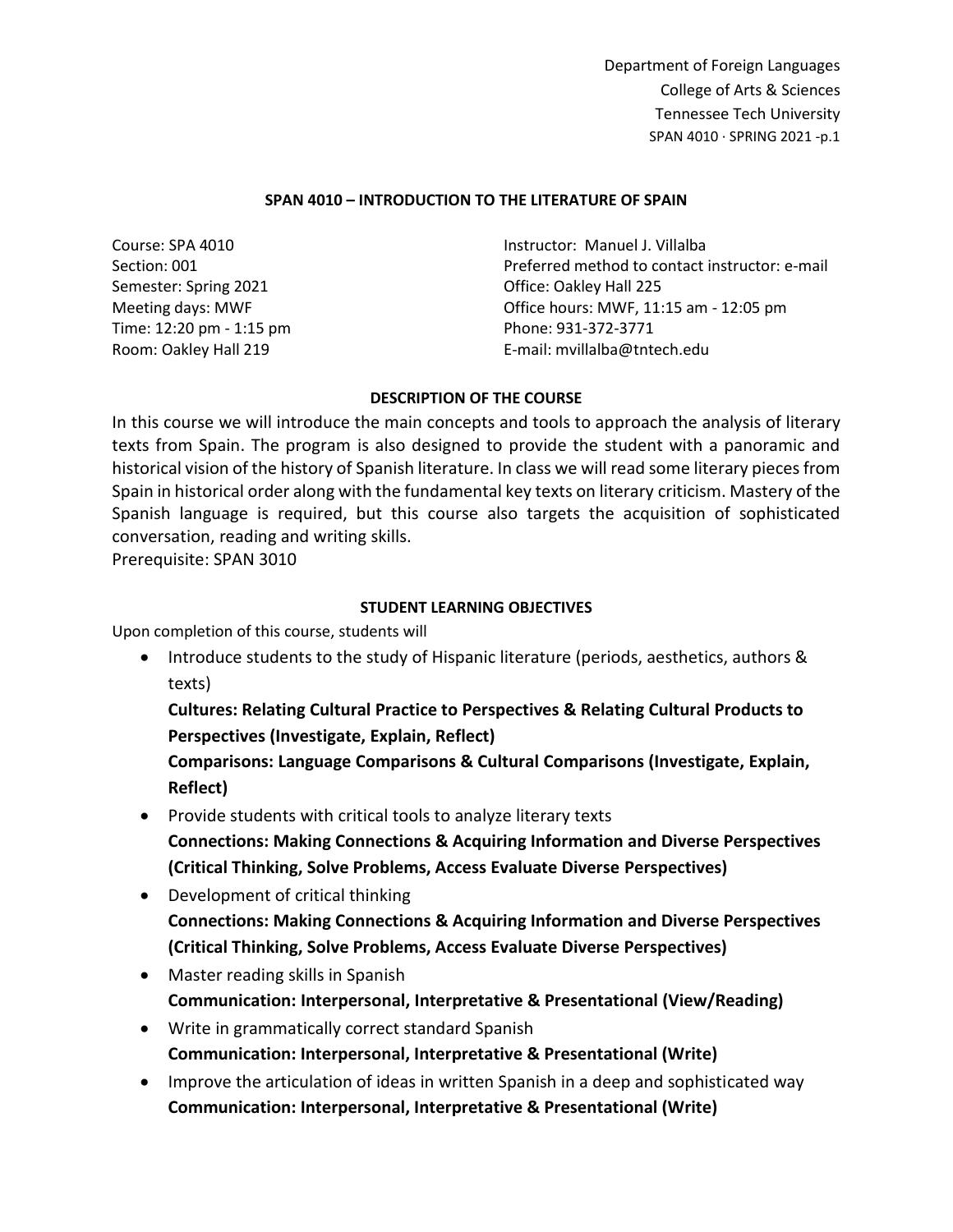Department of Foreign Languages
College of Arts & Sciences
Tennessee Tech University

# SPAN 4010 – INTRODUCTION TO THE LITERATURE OF SPAIN

Course: SPA 4010
Section: 001
Semester: Spring 2021
Meeting days: MWF
Time: 12:20 pm - 1:15 pm
Room: Oakley Hall 219

Instructor: Manuel J. Villalba
Preferred method to contact instructor: e-mail
Office: Oakley Hall 225
Office hours: MWF, 11:15 am - 12:05 pm
Phone: 931-372-3771
E-mail: mvillalba@tntech.edu

## DESCRIPTION OF THE COURSE

In this course we will introduce the main concepts and tools to approach the analysis of literary texts from Spain. The program is also designed to provide the student with a panoramic and historical vision of the history of Spanish literature. In class we will read some literary pieces from Spain in historical order along with the fundamental key texts on literary criticism. Mastery of the Spanish language is required, but this course also targets the acquisition of sophisticated conversation, reading and writing skills.
Prerequisite: SPAN 3010

## STUDENT LEARNING OBJECTIVES

Upon completion of this course, students will

- Introduce students to the study of Hispanic literature (periods, aesthetics, authors & texts)
  **Cultures: Relating Cultural Practice to Perspectives & Relating Cultural Products to Perspectives (Investigate, Explain, Reflect)**
  **Comparisons: Language Comparisons & Cultural Comparisons (Investigate, Explain, Reflect)**
- Provide students with critical tools to analyze literary texts
  **Connections: Making Connections & Acquiring Information and Diverse Perspectives (Critical Thinking, Solve Problems, Access Evaluate Diverse Perspectives)**
- Development of critical thinking
  **Connections: Making Connections & Acquiring Information and Diverse Perspectives (Critical Thinking, Solve Problems, Access Evaluate Diverse Perspectives)**
- Master reading skills in Spanish
  **Communication: Interpersonal, Interpretative & Presentational (View/Reading)**
- Write in grammatically correct standard Spanish
  **Communication: Interpersonal, Interpretative & Presentational (Write)**
- Improve the articulation of ideas in written Spanish in a deep and sophisticated way
  **Communication: Interpersonal, Interpretative & Presentational (Write)**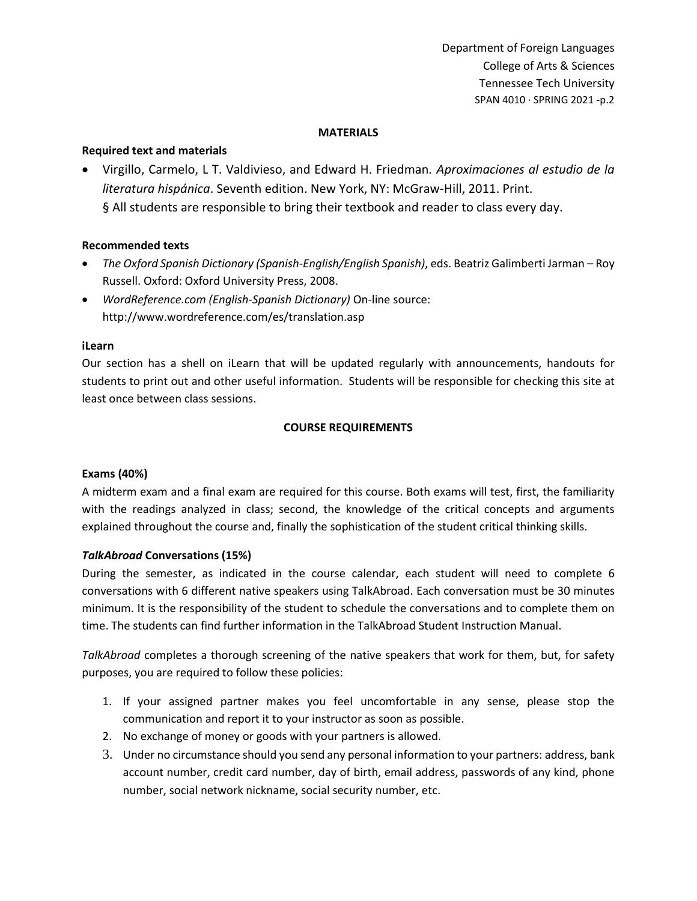## MATERIALS

### Required text and materials

- Virgillo, Carmelo, L T. Valdivieso, and Edward H. Friedman. *Aproximaciones al estudio de la literatura hispánica*. Seventh edition. New York, NY: McGraw-Hill, 2011. Print.
  § All students are responsible to bring their textbook and reader to class every day.

### Recommended texts

- *The Oxford Spanish Dictionary (Spanish-English/English Spanish)*, eds. Beatriz Galimberti Jarman – Roy Russell. Oxford: Oxford University Press, 2008.
- *WordReference.com (English-Spanish Dictionary)* On-line source: http://www.wordreference.com/es/translation.asp

### iLearn

Our section has a shell on iLearn that will be updated regularly with announcements, handouts for students to print out and other useful information. Students will be responsible for checking this site at least once between class sessions.

## COURSE REQUIREMENTS

### Exams (40%)

A midterm exam and a final exam are required for this course. Both exams will test, first, the familiarity with the readings analyzed in class; second, the knowledge of the critical concepts and arguments explained throughout the course and, finally the sophistication of the student critical thinking skills.

### *TalkAbroad* Conversations (15%)

During the semester, as indicated in the course calendar, each student will need to complete 6 conversations with 6 different native speakers using TalkAbroad. Each conversation must be 30 minutes minimum. It is the responsibility of the student to schedule the conversations and to complete them on time. The students can find further information in the TalkAbroad Student Instruction Manual.

*TalkAbroad* completes a thorough screening of the native speakers that work for them, but, for safety purposes, you are required to follow these policies:

1. If your assigned partner makes you feel uncomfortable in any sense, please stop the communication and report it to your instructor as soon as possible.
2. No exchange of money or goods with your partners is allowed.
3. Under no circumstance should you send any personal information to your partners: address, bank account number, credit card number, day of birth, email address, passwords of any kind, phone number, social network nickname, social security number, etc.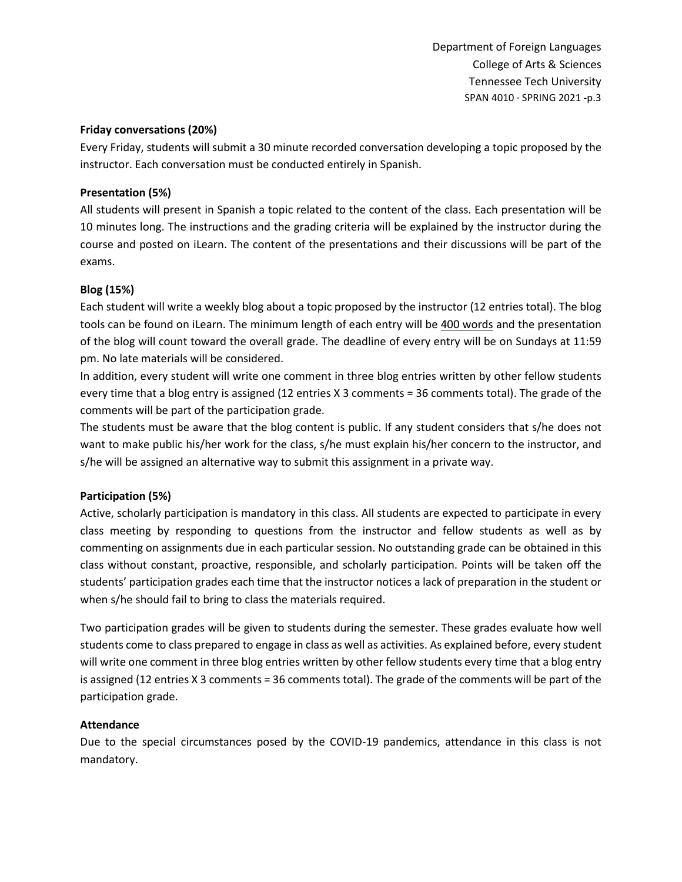### Friday conversations (20%)

Every Friday, students will submit a 30 minute recorded conversation developing a topic proposed by the instructor. Each conversation must be conducted entirely in Spanish.

### Presentation (5%)

All students will present in Spanish a topic related to the content of the class. Each presentation will be 10 minutes long. The instructions and the grading criteria will be explained by the instructor during the course and posted on iLearn. The content of the presentations and their discussions will be part of the exams.

### Blog (15%)

Each student will write a weekly blog about a topic proposed by the instructor (12 entries total). The blog tools can be found on iLearn. The minimum length of each entry will be 400 words and the presentation of the blog will count toward the overall grade. The deadline of every entry will be on Sundays at 11:59 pm. No late materials will be considered.

In addition, every student will write one comment in three blog entries written by other fellow students every time that a blog entry is assigned (12 entries X 3 comments = 36 comments total). The grade of the comments will be part of the participation grade.

The students must be aware that the blog content is public. If any student considers that s/he does not want to make public his/her work for the class, s/he must explain his/her concern to the instructor, and s/he will be assigned an alternative way to submit this assignment in a private way.

### Participation (5%)

Active, scholarly participation is mandatory in this class. All students are expected to participate in every class meeting by responding to questions from the instructor and fellow students as well as by commenting on assignments due in each particular session. No outstanding grade can be obtained in this class without constant, proactive, responsible, and scholarly participation. Points will be taken off the students' participation grades each time that the instructor notices a lack of preparation in the student or when s/he should fail to bring to class the materials required.

Two participation grades will be given to students during the semester. These grades evaluate how well students come to class prepared to engage in class as well as activities. As explained before, every student will write one comment in three blog entries written by other fellow students every time that a blog entry is assigned (12 entries X 3 comments = 36 comments total). The grade of the comments will be part of the participation grade.

### Attendance

Due to the special circumstances posed by the COVID-19 pandemics, attendance in this class is not mandatory.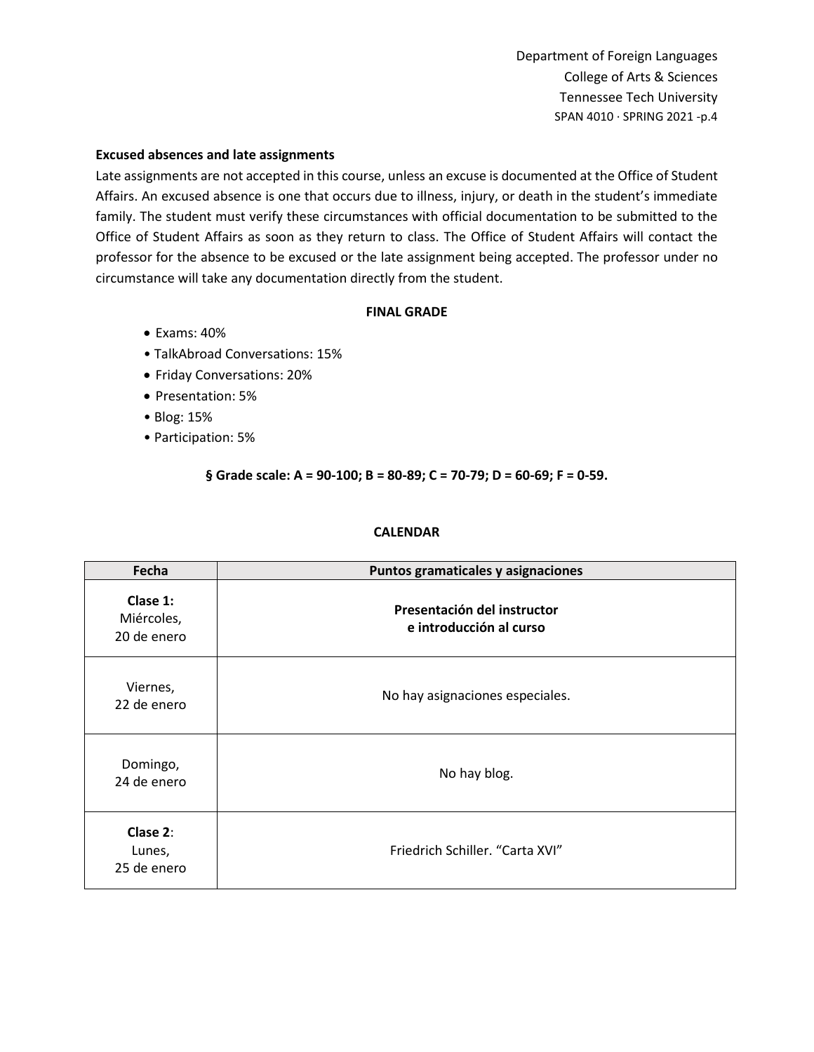**Excused absences and late assignments**

Late assignments are not accepted in this course, unless an excuse is documented at the Office of Student Affairs. An excused absence is one that occurs due to illness, injury, or death in the student's immediate family. The student must verify these circumstances with official documentation to be submitted to the Office of Student Affairs as soon as they return to class. The Office of Student Affairs will contact the professor for the absence to be excused or the late assignment being accepted. The professor under no circumstance will take any documentation directly from the student.

**FINAL GRADE**

- Exams: 40%
- TalkAbroad Conversations: 15%
- Friday Conversations: 20%
- Presentation: 5%
- Blog: 15%
- Participation: 5%

**§ Grade scale: A = 90-100; B = 80-89; C = 70-79; D = 60-69; F = 0-59.**

**CALENDAR**

| Fecha | Puntos gramaticales y asignaciones |
|---|---|
| **Clase 1:** Miércoles, 20 de enero | **Presentación del instructor e introducción al curso** |
| Viernes, 22 de enero | No hay asignaciones especiales. |
| Domingo, 24 de enero | No hay blog. |
| **Clase 2**: Lunes, 25 de enero | Friedrich Schiller. "Carta XVI" |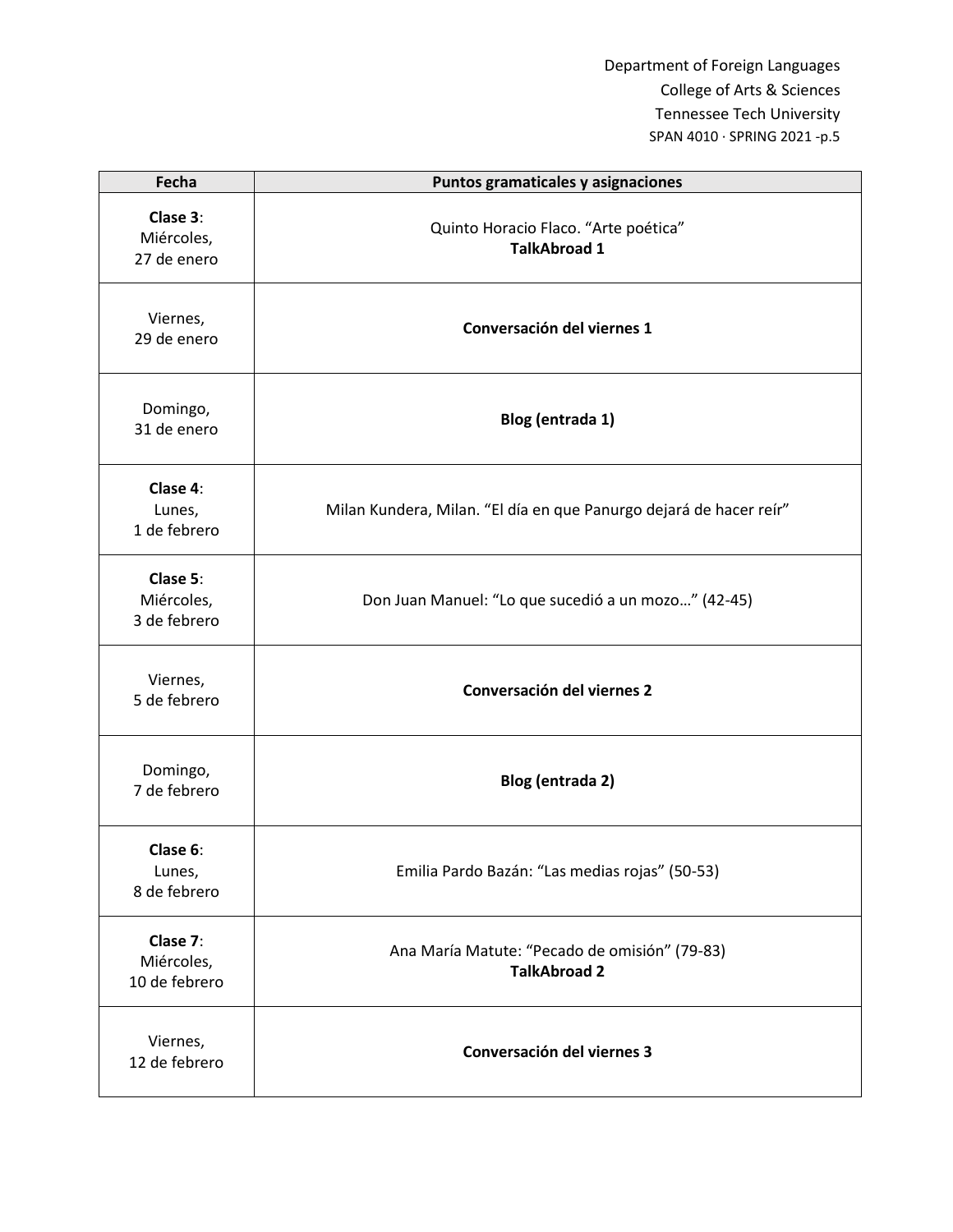| Fecha | Puntos gramaticales y asignaciones |
|---|---|
| **Clase 3**: Miércoles, 27 de enero | Quinto Horacio Flaco. "Arte poética" **TalkAbroad 1** |
| Viernes, 29 de enero | **Conversación del viernes 1** |
| Domingo, 31 de enero | **Blog (entrada 1)** |
| **Clase 4**: Lunes, 1 de febrero | Milan Kundera, Milan. "El día en que Panurgo dejará de hacer reír" |
| **Clase 5**: Miércoles, 3 de febrero | Don Juan Manuel: "Lo que sucedió a un mozo…" (42-45) |
| Viernes, 5 de febrero | **Conversación del viernes 2** |
| Domingo, 7 de febrero | **Blog (entrada 2)** |
| **Clase 6**: Lunes, 8 de febrero | Emilia Pardo Bazán: "Las medias rojas" (50-53) |
| **Clase 7**: Miércoles, 10 de febrero | Ana María Matute: "Pecado de omisión" (79-83) **TalkAbroad 2** |
| Viernes, 12 de febrero | **Conversación del viernes 3** |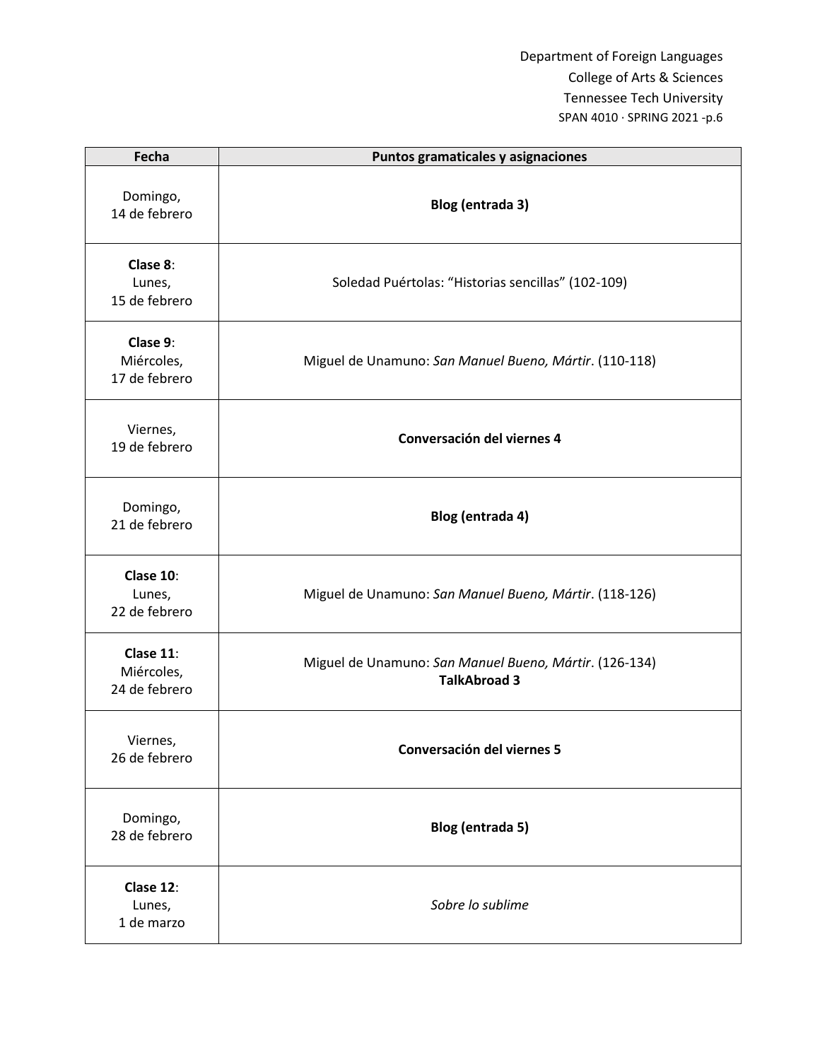| Fecha | Puntos gramaticales y asignaciones |
| --- | --- |
| Domingo, 14 de febrero | **Blog (entrada 3)** |
| **Clase 8**: Lunes, 15 de febrero | Soledad Puértolas: "Historias sencillas" (102-109) |
| **Clase 9**: Miércoles, 17 de febrero | Miguel de Unamuno: *San Manuel Bueno, Mártir*. (110-118) |
| Viernes, 19 de febrero | **Conversación del viernes 4** |
| Domingo, 21 de febrero | **Blog (entrada 4)** |
| **Clase 10**: Lunes, 22 de febrero | Miguel de Unamuno: *San Manuel Bueno, Mártir*. (118-126) |
| **Clase 11**: Miércoles, 24 de febrero | Miguel de Unamuno: *San Manuel Bueno, Mártir*. (126-134) **TalkAbroad 3** |
| Viernes, 26 de febrero | **Conversación del viernes 5** |
| Domingo, 28 de febrero | **Blog (entrada 5)** |
| **Clase 12**: Lunes, 1 de marzo | *Sobre lo sublime* |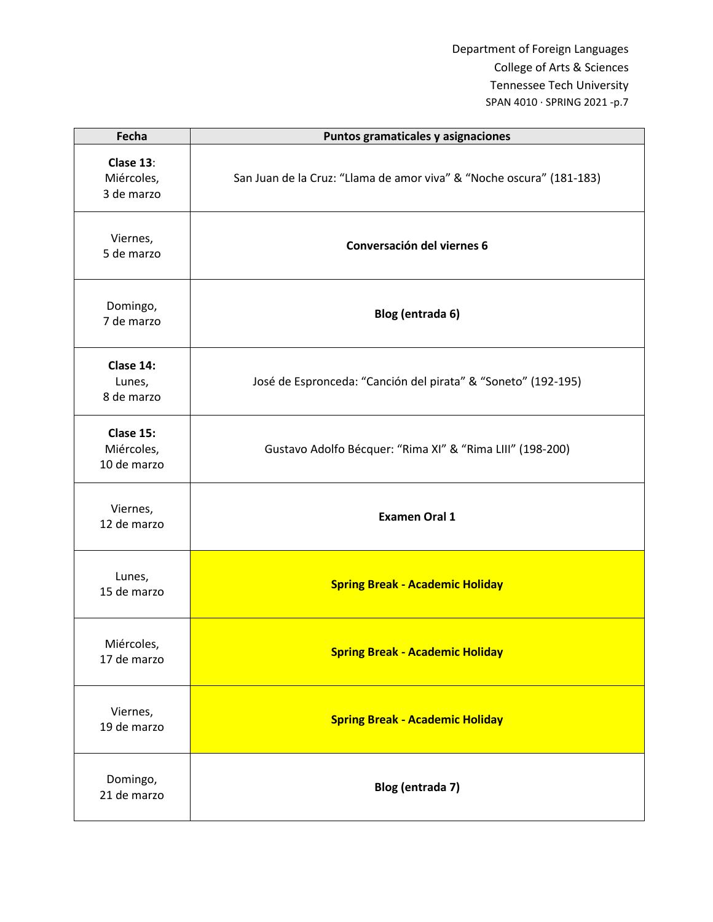| Fecha | Puntos gramaticales y asignaciones |
| --- | --- |
| **Clase 13**: Miércoles, 3 de marzo | San Juan de la Cruz: "Llama de amor viva" & "Noche oscura" (181-183) |
| Viernes, 5 de marzo | **Conversación del viernes 6** |
| Domingo, 7 de marzo | **Blog (entrada 6)** |
| **Clase 14:** Lunes, 8 de marzo | José de Espronceda: "Canción del pirata" & "Soneto" (192-195) |
| **Clase 15:** Miércoles, 10 de marzo | Gustavo Adolfo Bécquer: "Rima XI" & "Rima LIII" (198-200) |
| Viernes, 12 de marzo | **Examen Oral 1** |
| Lunes, 15 de marzo | **Spring Break - Academic Holiday** |
| Miércoles, 17 de marzo | **Spring Break - Academic Holiday** |
| Viernes, 19 de marzo | **Spring Break - Academic Holiday** |
| Domingo, 21 de marzo | **Blog (entrada 7)** |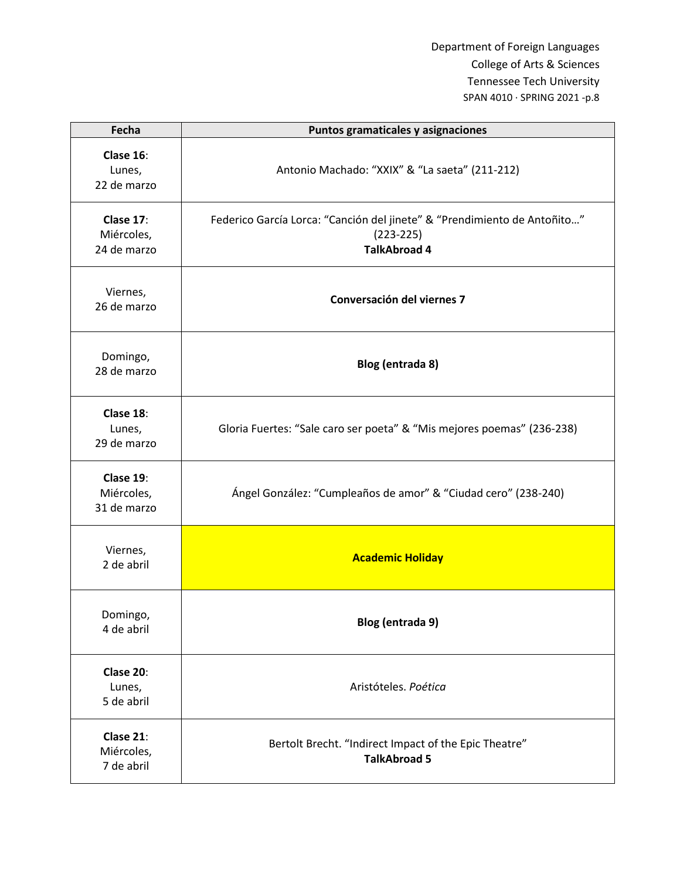| Fecha | Puntos gramaticales y asignaciones |
|---|---|
| **Clase 16**: Lunes, 22 de marzo | Antonio Machado: "XXIX" & "La saeta" (211-212) |
| **Clase 17**: Miércoles, 24 de marzo | Federico García Lorca: "Canción del jinete" & "Prendimiento de Antoñito…" (223-225) **TalkAbroad 4** |
| Viernes, 26 de marzo | **Conversación del viernes 7** |
| Domingo, 28 de marzo | **Blog (entrada 8)** |
| **Clase 18**: Lunes, 29 de marzo | Gloria Fuertes: "Sale caro ser poeta" & "Mis mejores poemas" (236-238) |
| **Clase 19**: Miércoles, 31 de marzo | Ángel González: "Cumpleaños de amor" & "Ciudad cero" (238-240) |
| Viernes, 2 de abril | **Academic Holiday** |
| Domingo, 4 de abril | **Blog (entrada 9)** |
| **Clase 20**: Lunes, 5 de abril | Aristóteles. *Poética* |
| **Clase 21**: Miércoles, 7 de abril | Bertolt Brecht. "Indirect Impact of the Epic Theatre" **TalkAbroad 5** |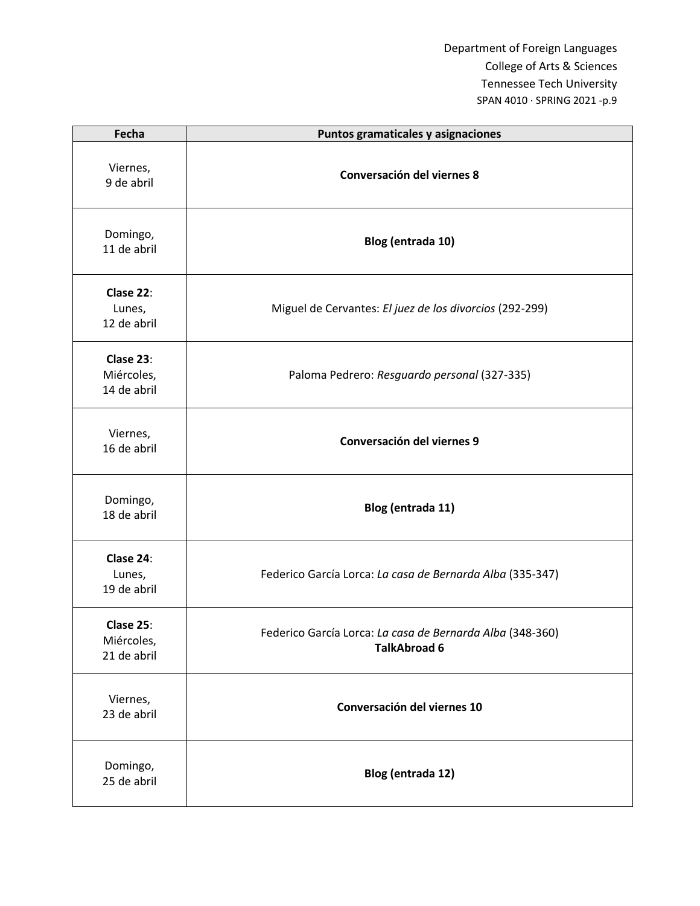| Fecha | Puntos gramaticales y asignaciones |
|---|---|
| Viernes, 9 de abril | **Conversación del viernes 8** |
| Domingo, 11 de abril | **Blog (entrada 10)** |
| **Clase 22**: Lunes, 12 de abril | Miguel de Cervantes: *El juez de los divorcios* (292-299) |
| **Clase 23**: Miércoles, 14 de abril | Paloma Pedrero: *Resguardo personal* (327-335) |
| Viernes, 16 de abril | **Conversación del viernes 9** |
| Domingo, 18 de abril | **Blog (entrada 11)** |
| **Clase 24**: Lunes, 19 de abril | Federico García Lorca: *La casa de Bernarda Alba* (335-347) |
| **Clase 25**: Miércoles, 21 de abril | Federico García Lorca: *La casa de Bernarda Alba* (348-360) **TalkAbroad 6** |
| Viernes, 23 de abril | **Conversación del viernes 10** |
| Domingo, 25 de abril | **Blog (entrada 12)** |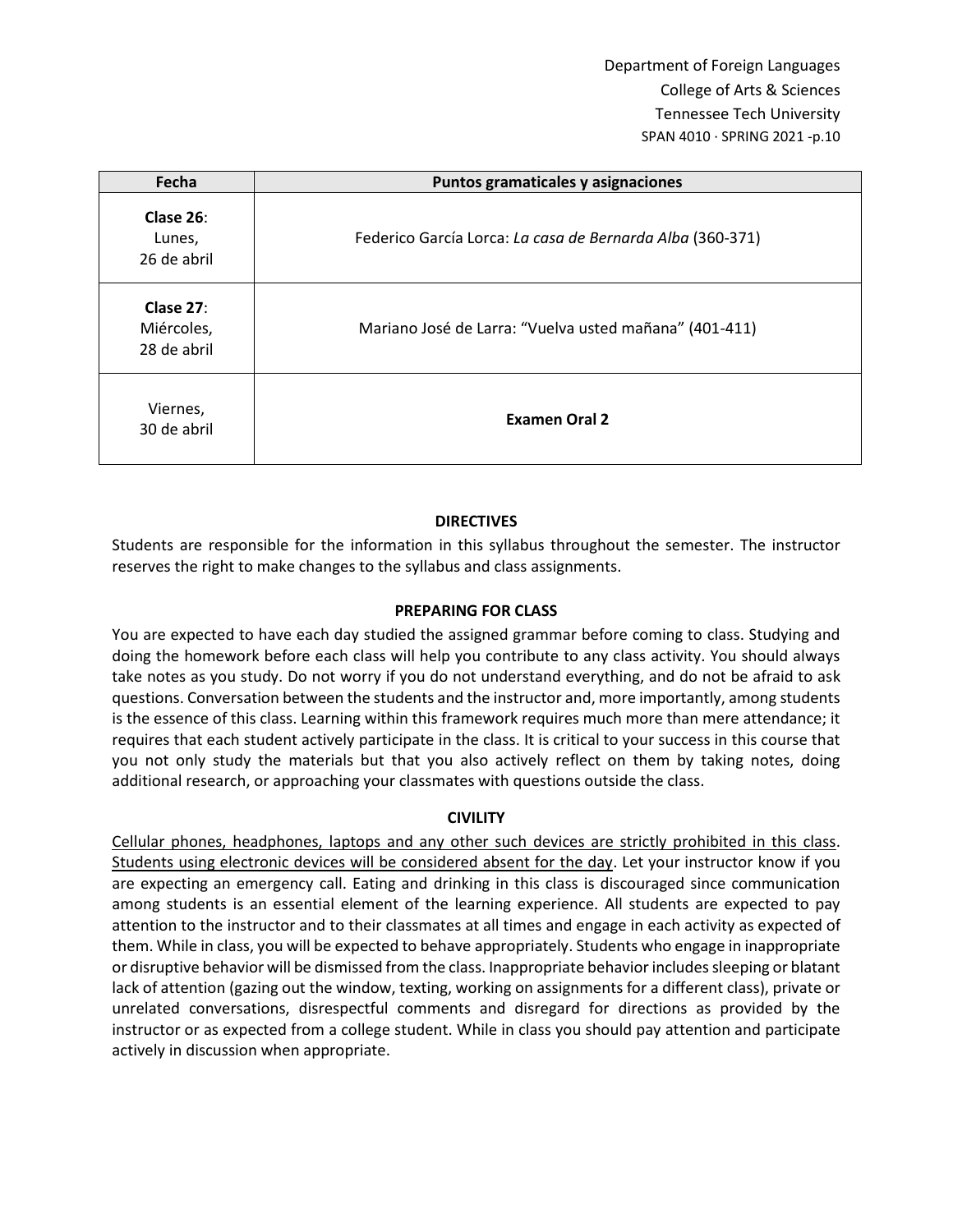| Fecha | Puntos gramaticales y asignaciones |
|---|---|
| **Clase 26**: Lunes, 26 de abril | Federico García Lorca: *La casa de Bernarda Alba* (360-371) |
| **Clase 27**: Miércoles, 28 de abril | Mariano José de Larra: "Vuelva usted mañana" (401-411) |
| Viernes, 30 de abril | **Examen Oral 2** |

### DIRECTIVES

Students are responsible for the information in this syllabus throughout the semester. The instructor reserves the right to make changes to the syllabus and class assignments.

### PREPARING FOR CLASS

You are expected to have each day studied the assigned grammar before coming to class. Studying and doing the homework before each class will help you contribute to any class activity. You should always take notes as you study. Do not worry if you do not understand everything, and do not be afraid to ask questions. Conversation between the students and the instructor and, more importantly, among students is the essence of this class. Learning within this framework requires much more than mere attendance; it requires that each student actively participate in the class. It is critical to your success in this course that you not only study the materials but that you also actively reflect on them by taking notes, doing additional research, or approaching your classmates with questions outside the class.

### CIVILITY

<u>Cellular phones, headphones, laptops and any other such devices are strictly prohibited in this class</u>. <u>Students using electronic devices will be considered absent for the day</u>. Let your instructor know if you are expecting an emergency call. Eating and drinking in this class is discouraged since communication among students is an essential element of the learning experience. All students are expected to pay attention to the instructor and to their classmates at all times and engage in each activity as expected of them. While in class, you will be expected to behave appropriately. Students who engage in inappropriate or disruptive behavior will be dismissed from the class. Inappropriate behavior includes sleeping or blatant lack of attention (gazing out the window, texting, working on assignments for a different class), private or unrelated conversations, disrespectful comments and disregard for directions as provided by the instructor or as expected from a college student. While in class you should pay attention and participate actively in discussion when appropriate.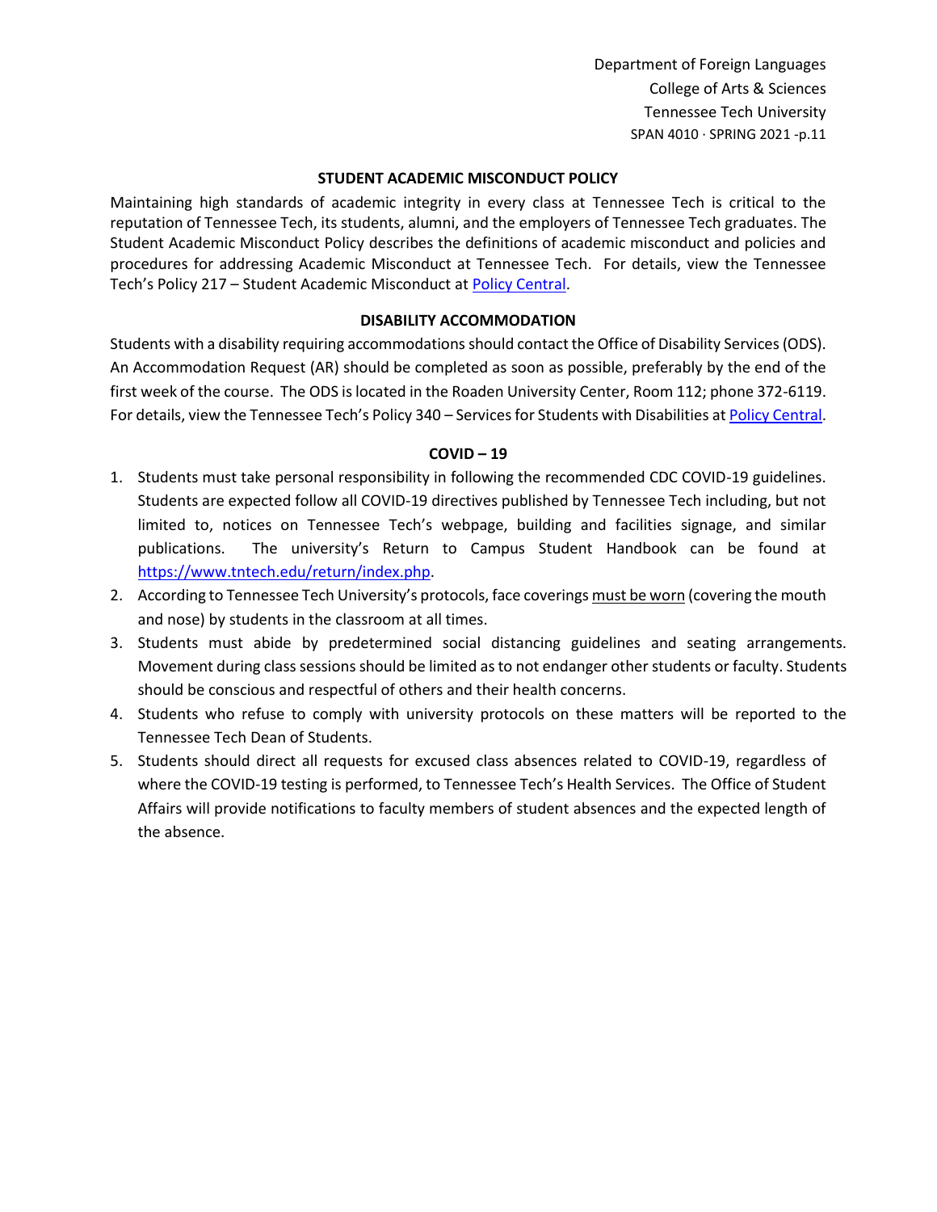## STUDENT ACADEMIC MISCONDUCT POLICY

Maintaining high standards of academic integrity in every class at Tennessee Tech is critical to the reputation of Tennessee Tech, its students, alumni, and the employers of Tennessee Tech graduates. The Student Academic Misconduct Policy describes the definitions of academic misconduct and policies and procedures for addressing Academic Misconduct at Tennessee Tech. For details, view the Tennessee Tech's Policy 217 – Student Academic Misconduct at Policy Central.

## DISABILITY ACCOMMODATION

Students with a disability requiring accommodations should contact the Office of Disability Services (ODS). An Accommodation Request (AR) should be completed as soon as possible, preferably by the end of the first week of the course. The ODS is located in the Roaden University Center, Room 112; phone 372-6119. For details, view the Tennessee Tech's Policy 340 – Services for Students with Disabilities at Policy Central.

## COVID – 19

1. Students must take personal responsibility in following the recommended CDC COVID-19 guidelines. Students are expected follow all COVID-19 directives published by Tennessee Tech including, but not limited to, notices on Tennessee Tech's webpage, building and facilities signage, and similar publications. The university's Return to Campus Student Handbook can be found at https://www.tntech.edu/return/index.php.
2. According to Tennessee Tech University's protocols, face coverings must be worn (covering the mouth and nose) by students in the classroom at all times.
3. Students must abide by predetermined social distancing guidelines and seating arrangements. Movement during class sessions should be limited as to not endanger other students or faculty. Students should be conscious and respectful of others and their health concerns.
4. Students who refuse to comply with university protocols on these matters will be reported to the Tennessee Tech Dean of Students.
5. Students should direct all requests for excused class absences related to COVID-19, regardless of where the COVID-19 testing is performed, to Tennessee Tech's Health Services. The Office of Student Affairs will provide notifications to faculty members of student absences and the expected length of the absence.